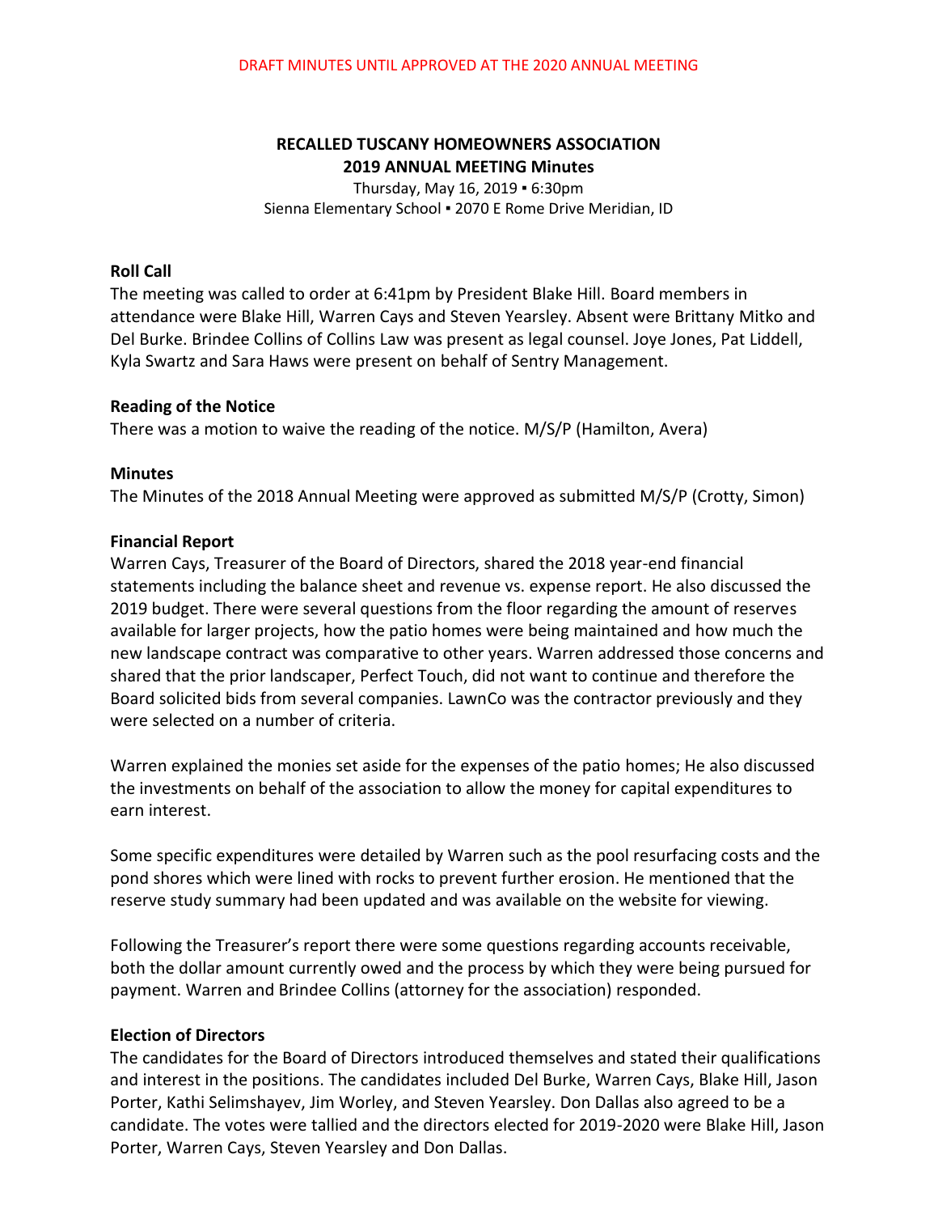DRAFT MINUTES UNTIL APPROVED AT THE 2020 ANNUAL MEETING

# RECALLED TUSCANY HOMEOWNERS ASSOCIATION
## 2019 ANNUAL MEETING Minutes

Thursday, May 16, 2019 ▪ 6:30pm
Sienna Elementary School ▪ 2070 E Rome Drive Meridian, ID

**Roll Call**

The meeting was called to order at 6:41pm by President Blake Hill. Board members in attendance were Blake Hill, Warren Cays and Steven Yearsley. Absent were Brittany Mitko and Del Burke. Brindee Collins of Collins Law was present as legal counsel. Joye Jones, Pat Liddell, Kyla Swartz and Sara Haws were present on behalf of Sentry Management.

**Reading of the Notice**

There was a motion to waive the reading of the notice. M/S/P (Hamilton, Avera)

**Minutes**

The Minutes of the 2018 Annual Meeting were approved as submitted M/S/P (Crotty, Simon)

**Financial Report**

Warren Cays, Treasurer of the Board of Directors, shared the 2018 year-end financial statements including the balance sheet and revenue vs. expense report. He also discussed the 2019 budget. There were several questions from the floor regarding the amount of reserves available for larger projects, how the patio homes were being maintained and how much the new landscape contract was comparative to other years. Warren addressed those concerns and shared that the prior landscaper, Perfect Touch, did not want to continue and therefore the Board solicited bids from several companies. LawnCo was the contractor previously and they were selected on a number of criteria.

Warren explained the monies set aside for the expenses of the patio homes; He also discussed the investments on behalf of the association to allow the money for capital expenditures to earn interest.

Some specific expenditures were detailed by Warren such as the pool resurfacing costs and the pond shores which were lined with rocks to prevent further erosion. He mentioned that the reserve study summary had been updated and was available on the website for viewing.

Following the Treasurer's report there were some questions regarding accounts receivable, both the dollar amount currently owed and the process by which they were being pursued for payment. Warren and Brindee Collins (attorney for the association) responded.

**Election of Directors**

The candidates for the Board of Directors introduced themselves and stated their qualifications and interest in the positions. The candidates included Del Burke, Warren Cays, Blake Hill, Jason Porter, Kathi Selimshayev, Jim Worley, and Steven Yearsley. Don Dallas also agreed to be a candidate. The votes were tallied and the directors elected for 2019-2020 were Blake Hill, Jason Porter, Warren Cays, Steven Yearsley and Don Dallas.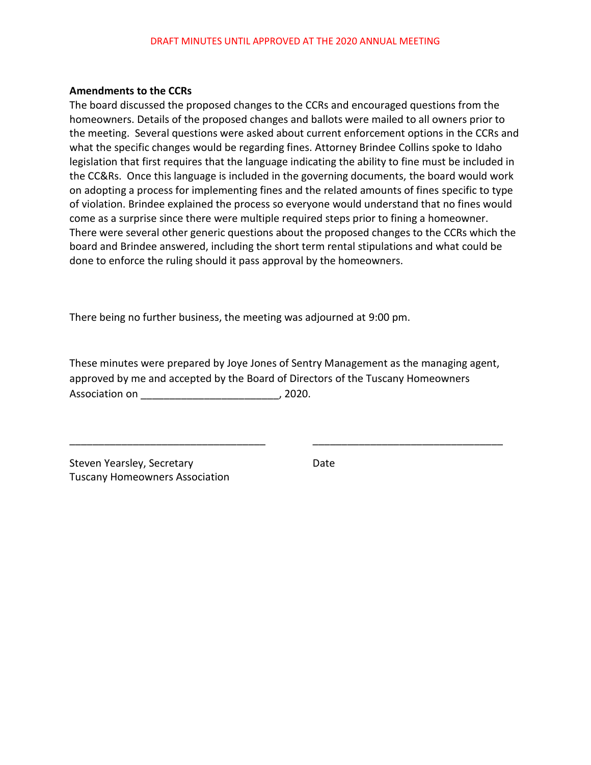DRAFT MINUTES UNTIL APPROVED AT THE 2020 ANNUAL MEETING

**Amendments to the CCRs**

The board discussed the proposed changes to the CCRs and encouraged questions from the homeowners. Details of the proposed changes and ballots were mailed to all owners prior to the meeting. Several questions were asked about current enforcement options in the CCRs and what the specific changes would be regarding fines. Attorney Brindee Collins spoke to Idaho legislation that first requires that the language indicating the ability to fine must be included in the CC&Rs. Once this language is included in the governing documents, the board would work on adopting a process for implementing fines and the related amounts of fines specific to type of violation. Brindee explained the process so everyone would understand that no fines would come as a surprise since there were multiple required steps prior to fining a homeowner. There were several other generic questions about the proposed changes to the CCRs which the board and Brindee answered, including the short term rental stipulations and what could be done to enforce the ruling should it pass approval by the homeowners.

There being no further business, the meeting was adjourned at 9:00 pm.

These minutes were prepared by Joye Jones of Sentry Management as the managing agent, approved by me and accepted by the Board of Directors of the Tuscany Homeowners Association on ________________________, 2020.

___________________________________ ___________________________________

Steven Yearsley, Secretary Date
Tuscany Homeowners Association